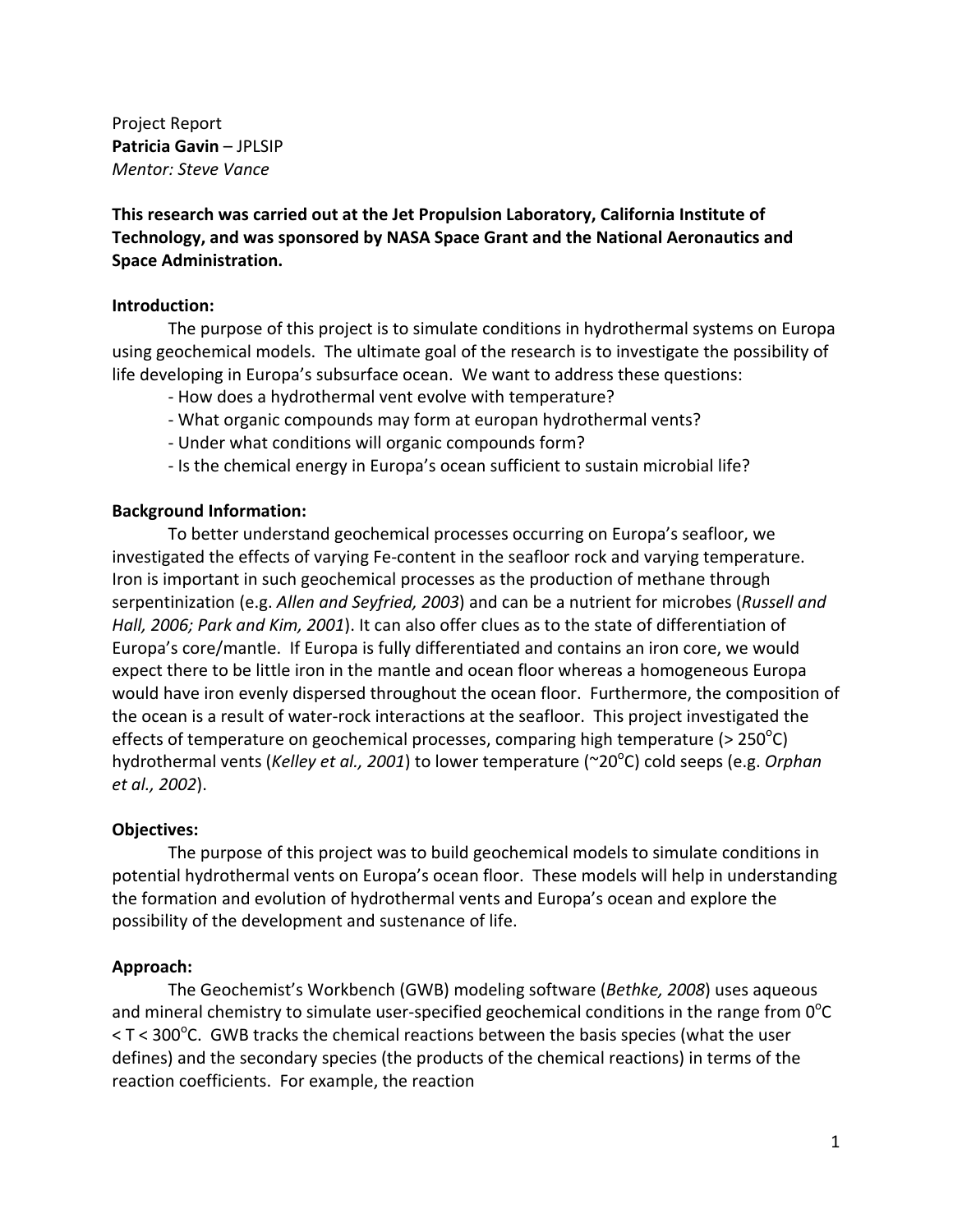Project Report
**Patricia Gavin** – JPLSIP
*Mentor: Steve Vance*

**This research was carried out at the Jet Propulsion Laboratory, California Institute of Technology, and was sponsored by NASA Space Grant and the National Aeronautics and Space Administration.**

**Introduction:**

The purpose of this project is to simulate conditions in hydrothermal systems on Europa using geochemical models. The ultimate goal of the research is to investigate the possibility of life developing in Europa's subsurface ocean. We want to address these questions:

- How does a hydrothermal vent evolve with temperature?
- What organic compounds may form at europan hydrothermal vents?
- Under what conditions will organic compounds form?
- Is the chemical energy in Europa's ocean sufficient to sustain microbial life?

**Background Information:**

To better understand geochemical processes occurring on Europa's seafloor, we investigated the effects of varying Fe-content in the seafloor rock and varying temperature. Iron is important in such geochemical processes as the production of methane through serpentinization (e.g. *Allen and Seyfried, 2003*) and can be a nutrient for microbes (*Russell and Hall, 2006; Park and Kim, 2001*). It can also offer clues as to the state of differentiation of Europa's core/mantle. If Europa is fully differentiated and contains an iron core, we would expect there to be little iron in the mantle and ocean floor whereas a homogeneous Europa would have iron evenly dispersed throughout the ocean floor. Furthermore, the composition of the ocean is a result of water-rock interactions at the seafloor. This project investigated the effects of temperature on geochemical processes, comparing high temperature (> 250$^oC$) hydrothermal vents (*Kelley et al., 2001*) to lower temperature (~20$^oC$) cold seeps (e.g. *Orphan et al., 2002*).

**Objectives:**

The purpose of this project was to build geochemical models to simulate conditions in potential hydrothermal vents on Europa's ocean floor. These models will help in understanding the formation and evolution of hydrothermal vents and Europa's ocean and explore the possibility of the development and sustenance of life.

**Approach:**

The Geochemist's Workbench (GWB) modeling software (*Bethke, 2008*) uses aqueous and mineral chemistry to simulate user-specified geochemical conditions in the range from $0^oC < T < 300^oC$. GWB tracks the chemical reactions between the basis species (what the user defines) and the secondary species (the products of the chemical reactions) in terms of the reaction coefficients. For example, the reaction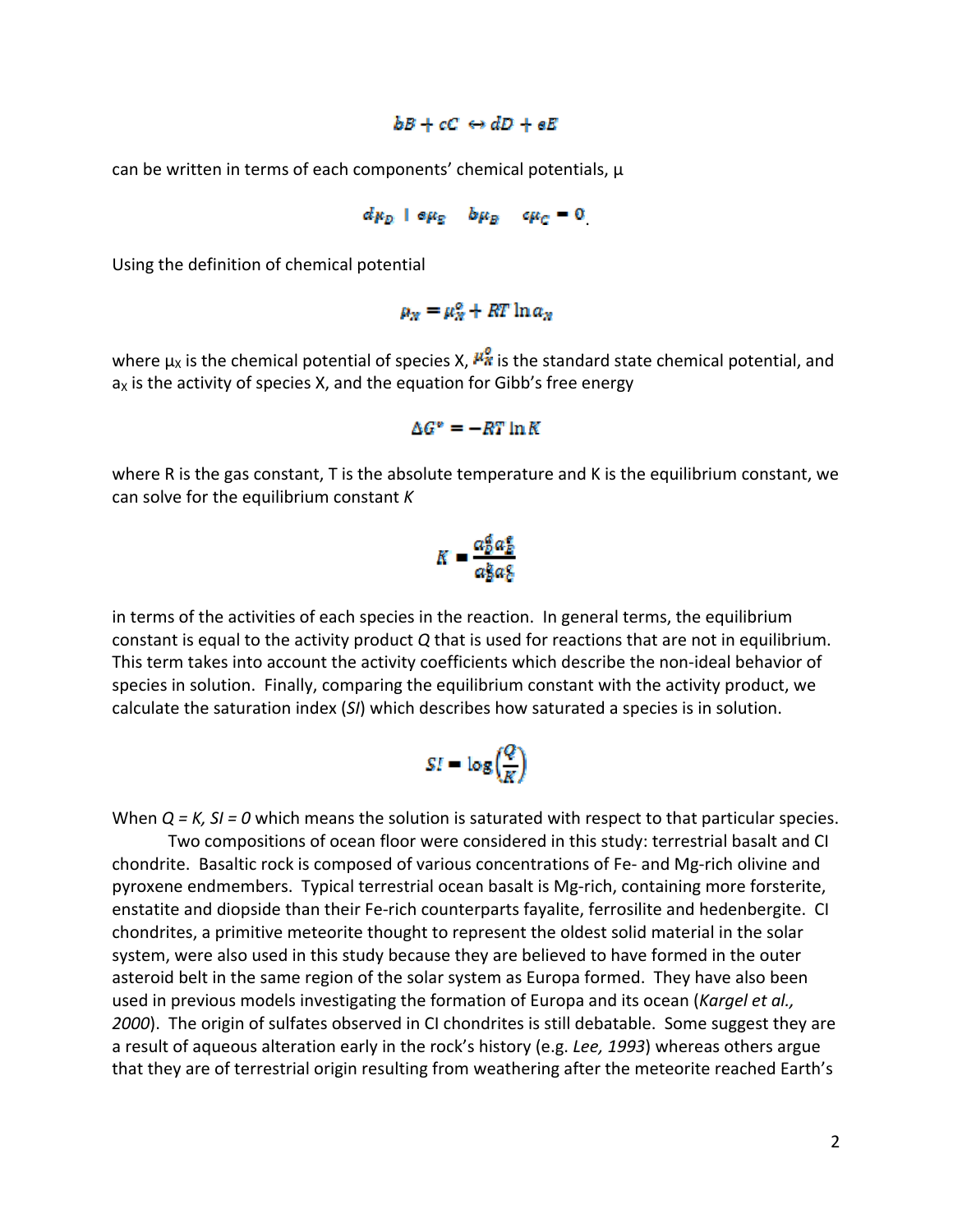$$bB + cC \leftrightarrow dD + eE$$

can be written in terms of each components' chemical potentials, μ

$$d\mu_D + e\mu_E - b\mu_B - c\mu_C = 0.$$

Using the definition of chemical potential

$$\mu_X = \mu_X^o + RT \ln a_X$$

where $\mu_X$ is the chemical potential of species X, $\mu_X^o$ is the standard state chemical potential, and $a_X$ is the activity of species X, and the equation for Gibb's free energy

$$\Delta G^o = -RT \ln K$$

where R is the gas constant, T is the absolute temperature and K is the equilibrium constant, we can solve for the equilibrium constant *K*

$$K = \frac{a_D^d a_E^e}{a_B^b a_C^c}$$

in terms of the activities of each species in the reaction. In general terms, the equilibrium constant is equal to the activity product *Q* that is used for reactions that are not in equilibrium. This term takes into account the activity coefficients which describe the non-ideal behavior of species in solution. Finally, comparing the equilibrium constant with the activity product, we calculate the saturation index (*SI*) which describes how saturated a species is in solution.

$$SI = \log\left(\frac{Q}{K}\right)$$

When $Q = K$, $SI = 0$ which means the solution is saturated with respect to that particular species.

Two compositions of ocean floor were considered in this study: terrestrial basalt and CI chondrite. Basaltic rock is composed of various concentrations of Fe- and Mg-rich olivine and pyroxene endmembers. Typical terrestrial ocean basalt is Mg-rich, containing more forsterite, enstatite and diopside than their Fe-rich counterparts fayalite, ferrosilite and hedenbergite. CI chondrites, a primitive meteorite thought to represent the oldest solid material in the solar system, were also used in this study because they are believed to have formed in the outer asteroid belt in the same region of the solar system as Europa formed. They have also been used in previous models investigating the formation of Europa and its ocean (*Kargel et al., 2000*). The origin of sulfates observed in CI chondrites is still debatable. Some suggest they are a result of aqueous alteration early in the rock's history (e.g. *Lee, 1993*) whereas others argue that they are of terrestrial origin resulting from weathering after the meteorite reached Earth's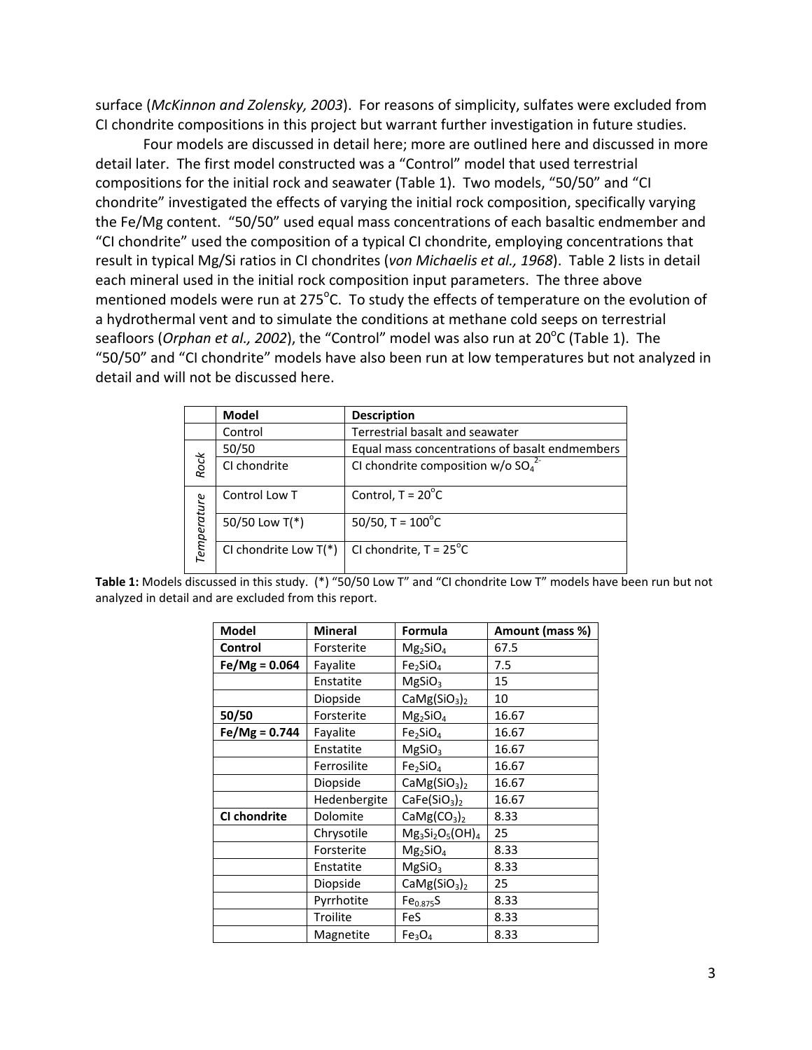surface (*McKinnon and Zolensky, 2003*). For reasons of simplicity, sulfates were excluded from CI chondrite compositions in this project but warrant further investigation in future studies.

Four models are discussed in detail here; more are outlined here and discussed in more detail later. The first model constructed was a "Control" model that used terrestrial compositions for the initial rock and seawater (Table 1). Two models, "50/50" and "CI chondrite" investigated the effects of varying the initial rock composition, specifically varying the Fe/Mg content. "50/50" used equal mass concentrations of each basaltic endmember and "CI chondrite" used the composition of a typical CI chondrite, employing concentrations that result in typical Mg/Si ratios in CI chondrites (*von Michaelis et al., 1968*). Table 2 lists in detail each mineral used in the initial rock composition input parameters. The three above mentioned models were run at 275°C. To study the effects of temperature on the evolution of a hydrothermal vent and to simulate the conditions at methane cold seeps on terrestrial seafloors (*Orphan et al., 2002*), the "Control" model was also run at 20°C (Table 1). The "50/50" and "CI chondrite" models have also been run at low temperatures but not analyzed in detail and will not be discussed here.

| | Model | Description |
|---|---|---|
| | Control | Terrestrial basalt and seawater |
| *Rock* | 50/50 | Equal mass concentrations of basalt endmembers |
| | CI chondrite | CI chondrite composition w/o $SO_4^{2-}$ |
| *Temperature* | Control Low T | Control, T = 20°C |
| | 50/50 Low T(*) | 50/50, T = 100°C |
| | CI chondrite Low T(*) | CI chondrite, T = 25°C |

**Table 1:** Models discussed in this study. (*) "50/50 Low T" and "CI chondrite Low T" models have been run but not analyzed in detail and are excluded from this report.

| Model | Mineral | Formula | Amount (mass %) |
|---|---|---|---|
| **Control** | Forsterite | $Mg_2SiO_4$ | 67.5 |
| **Fe/Mg = 0.064** | Fayalite | $Fe_2SiO_4$ | 7.5 |
| | Enstatite | $MgSiO_3$ | 15 |
| | Diopside | $CaMg(SiO_3)_2$ | 10 |
| **50/50** | Forsterite | $Mg_2SiO_4$ | 16.67 |
| **Fe/Mg = 0.744** | Fayalite | $Fe_2SiO_4$ | 16.67 |
| | Enstatite | $MgSiO_3$ | 16.67 |
| | Ferrosilite | $Fe_2SiO_4$ | 16.67 |
| | Diopside | $CaMg(SiO_3)_2$ | 16.67 |
| | Hedenbergite | $CaFe(SiO_3)_2$ | 16.67 |
| **CI chondrite** | Dolomite | $CaMg(CO_3)_2$ | 8.33 |
| | Chrysotile | $Mg_3Si_2O_5(OH)_4$ | 25 |
| | Forsterite | $Mg_2SiO_4$ | 8.33 |
| | Enstatite | $MgSiO_3$ | 8.33 |
| | Diopside | $CaMg(SiO_3)_2$ | 25 |
| | Pyrrhotite | $Fe_{0.875}S$ | 8.33 |
| | Troilite | FeS | 8.33 |
| | Magnetite | $Fe_3O_4$ | 8.33 |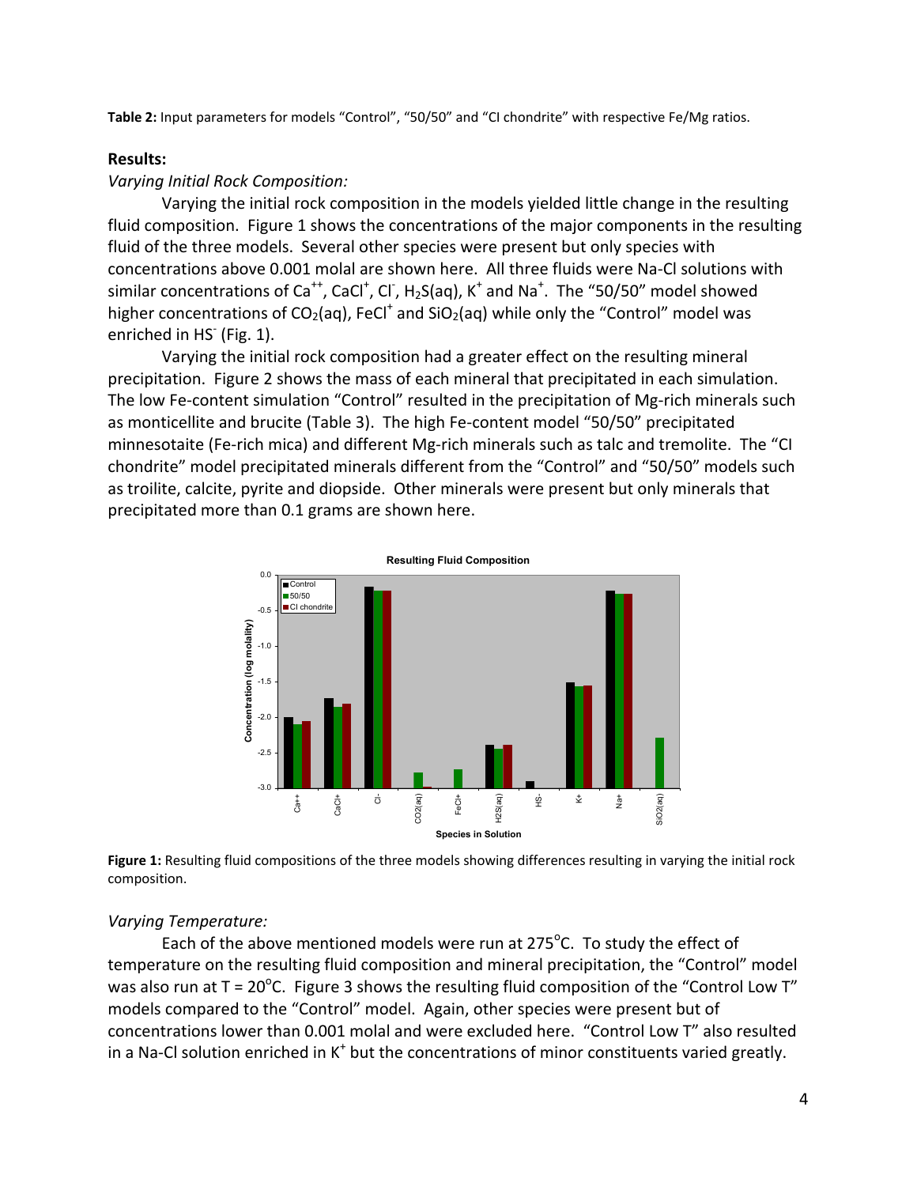**Table 2:** Input parameters for models "Control", "50/50" and "CI chondrite" with respective Fe/Mg ratios.

## Results:

*Varying Initial Rock Composition:*

Varying the initial rock composition in the models yielded little change in the resulting fluid composition. Figure 1 shows the concentrations of the major components in the resulting fluid of the three models. Several other species were present but only species with concentrations above 0.001 molal are shown here. All three fluids were Na-Cl solutions with similar concentrations of $Ca^{++}$, $CaCl^{+}$, $Cl^{-}$, $H_2S(aq)$, $K^{+}$ and $Na^{+}$. The "50/50" model showed higher concentrations of $CO_2(aq)$, $FeCl^{+}$ and $SiO_2(aq)$ while only the "Control" model was enriched in $HS^{-}$ (Fig. 1).

Varying the initial rock composition had a greater effect on the resulting mineral precipitation. Figure 2 shows the mass of each mineral that precipitated in each simulation. The low Fe-content simulation "Control" resulted in the precipitation of Mg-rich minerals such as monticellite and brucite (Table 3). The high Fe-content model "50/50" precipitated minnesotaite (Fe-rich mica) and different Mg-rich minerals such as talc and tremolite. The "CI chondrite" model precipitated minerals different from the "Control" and "50/50" models such as troilite, calcite, pyrite and diopside. Other minerals were present but only minerals that precipitated more than 0.1 grams are shown here.

**Figure 1:** Resulting fluid compositions of the three models showing differences resulting in varying the initial rock composition.

*Varying Temperature:*

Each of the above mentioned models were run at 275°C. To study the effect of temperature on the resulting fluid composition and mineral precipitation, the "Control" model was also run at T = 20°C. Figure 3 shows the resulting fluid composition of the "Control Low T" models compared to the "Control" model. Again, other species were present but of concentrations lower than 0.001 molal and were excluded here. "Control Low T" also resulted in a Na-Cl solution enriched in $K^{+}$ but the concentrations of minor constituents varied greatly.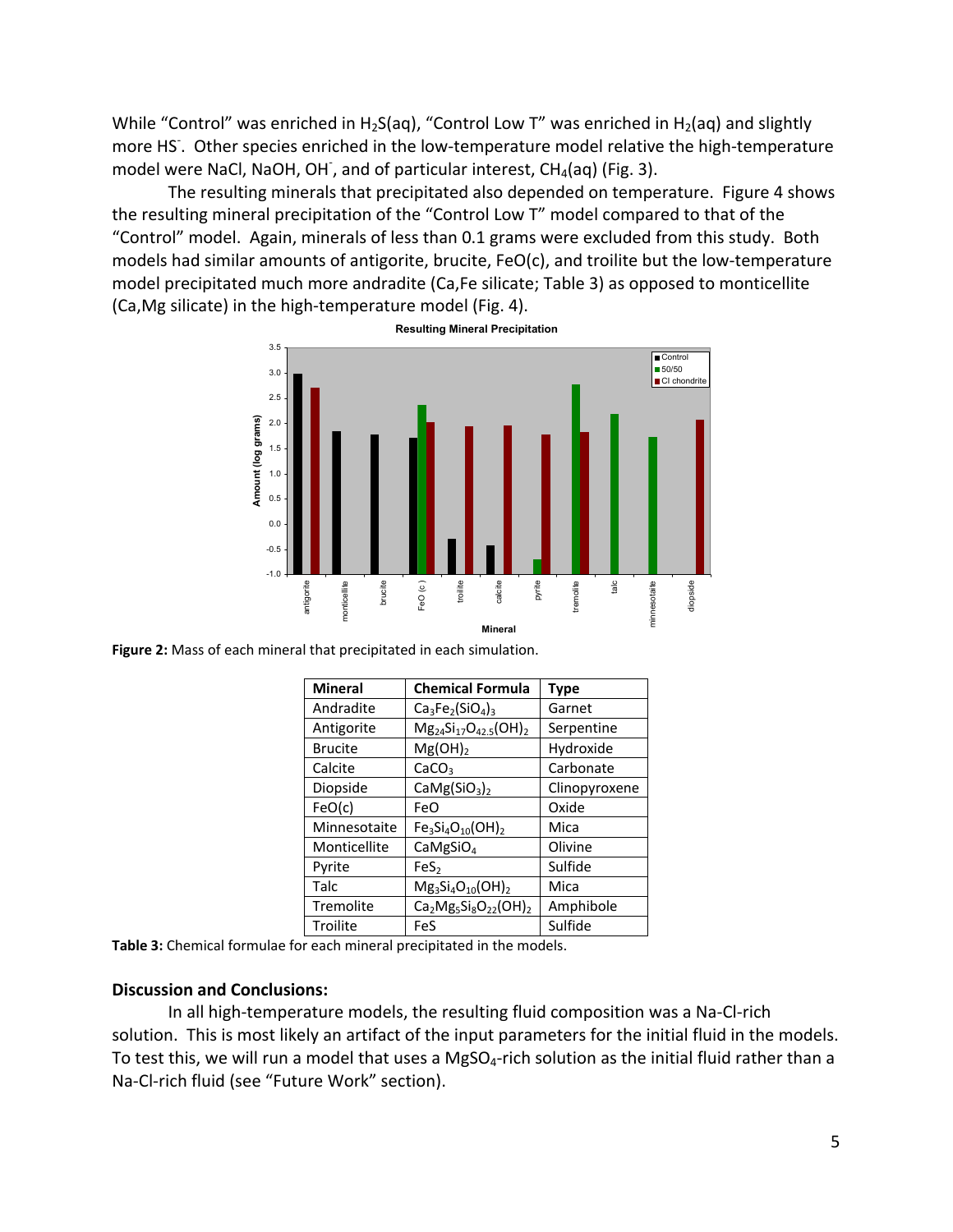While "Control" was enriched in $H_2S$(aq), "Control Low T" was enriched in $H_2$(aq) and slightly more $HS^-$. Other species enriched in the low-temperature model relative the high-temperature model were NaCl, NaOH, $OH^-$, and of particular interest, $CH_4$(aq) (Fig. 3).

The resulting minerals that precipitated also depended on temperature. Figure 4 shows the resulting mineral precipitation of the "Control Low T" model compared to that of the "Control" model. Again, minerals of less than 0.1 grams were excluded from this study. Both models had similar amounts of antigorite, brucite, FeO(c), and troilite but the low-temperature model precipitated much more andradite (Ca,Fe silicate; Table 3) as opposed to monticellite (Ca,Mg silicate) in the high-temperature model (Fig. 4).

**Figure 2:** Mass of each mineral that precipitated in each simulation.

| Mineral | Chemical Formula | Type |
|---|---|---|
| Andradite | $Ca_3Fe_2(SiO_4)_3$ | Garnet |
| Antigorite | $Mg_{24}Si_{17}O_{42.5}(OH)_2$ | Serpentine |
| Brucite | $Mg(OH)_2$ | Hydroxide |
| Calcite | $CaCO_3$ | Carbonate |
| Diopside | $CaMg(SiO_3)_2$ | Clinopyroxene |
| FeO(c) | FeO | Oxide |
| Minnesotaite | $Fe_3Si_4O_{10}(OH)_2$ | Mica |
| Monticellite | $CaMgSiO_4$ | Olivine |
| Pyrite | $FeS_2$ | Sulfide |
| Talc | $Mg_3Si_4O_{10}(OH)_2$ | Mica |
| Tremolite | $Ca_2Mg_5Si_8O_{22}(OH)_2$ | Amphibole |
| Troilite | FeS | Sulfide |

**Table 3:** Chemical formulae for each mineral precipitated in the models.

### Discussion and Conclusions:

In all high-temperature models, the resulting fluid composition was a Na-Cl-rich solution. This is most likely an artifact of the input parameters for the initial fluid in the models. To test this, we will run a model that uses a $MgSO_4$-rich solution as the initial fluid rather than a Na-Cl-rich fluid (see "Future Work" section).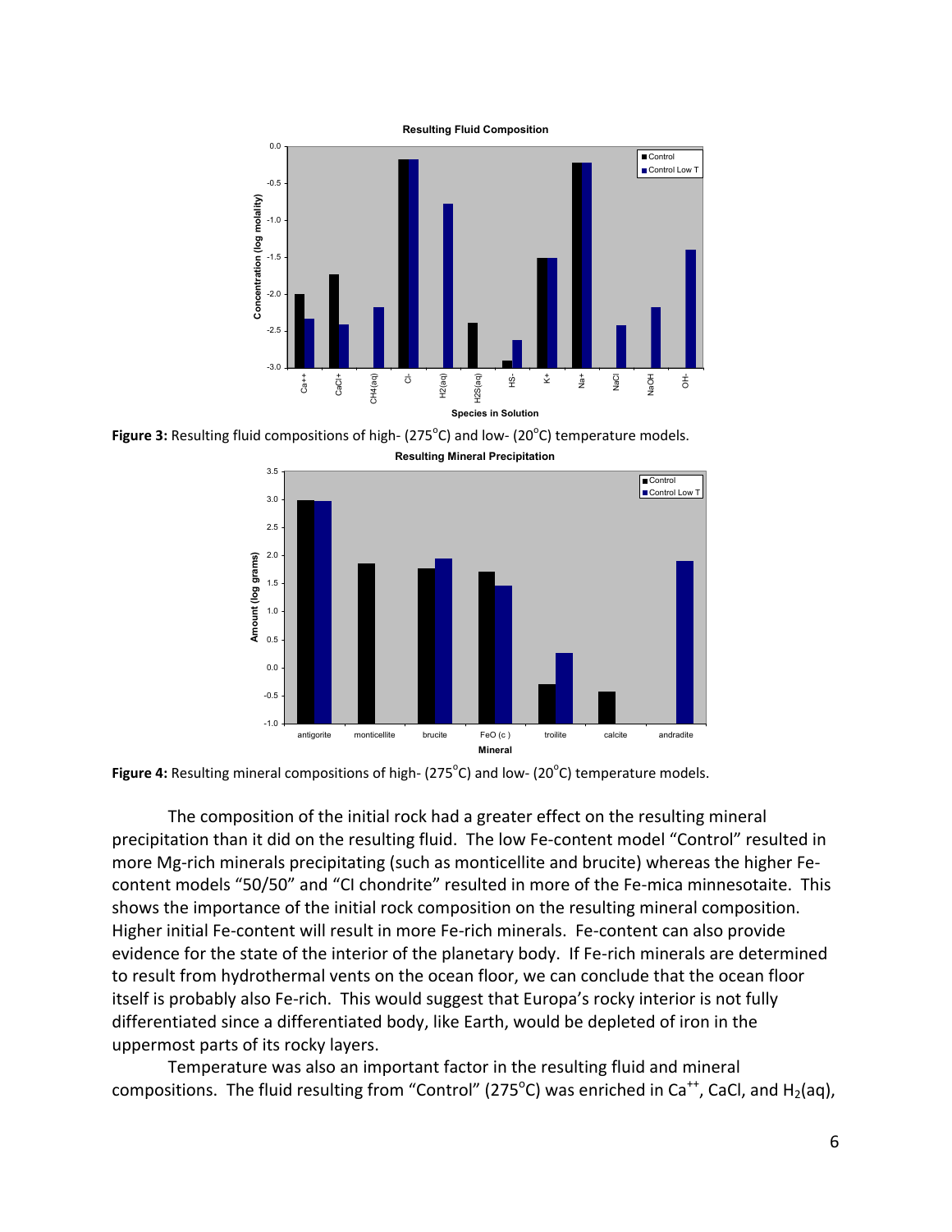**Figure 3:** Resulting fluid compositions of high- (275°C) and low- (20°C) temperature models.

**Figure 4:** Resulting mineral compositions of high- (275°C) and low- (20°C) temperature models.

The composition of the initial rock had a greater effect on the resulting mineral precipitation than it did on the resulting fluid. The low Fe-content model "Control" resulted in more Mg-rich minerals precipitating (such as monticellite and brucite) whereas the higher Fe-content models "50/50" and "CI chondrite" resulted in more of the Fe-mica minnesotaite. This shows the importance of the initial rock composition on the resulting mineral composition. Higher initial Fe-content will result in more Fe-rich minerals. Fe-content can also provide evidence for the state of the interior of the planetary body. If Fe-rich minerals are determined to result from hydrothermal vents on the ocean floor, we can conclude that the ocean floor itself is probably also Fe-rich. This would suggest that Europa's rocky interior is not fully differentiated since a differentiated body, like Earth, would be depleted of iron in the uppermost parts of its rocky layers.

Temperature was also an important factor in the resulting fluid and mineral compositions. The fluid resulting from "Control" (275°C) was enriched in $Ca^{++}$, CaCl, and $H_2(aq)$,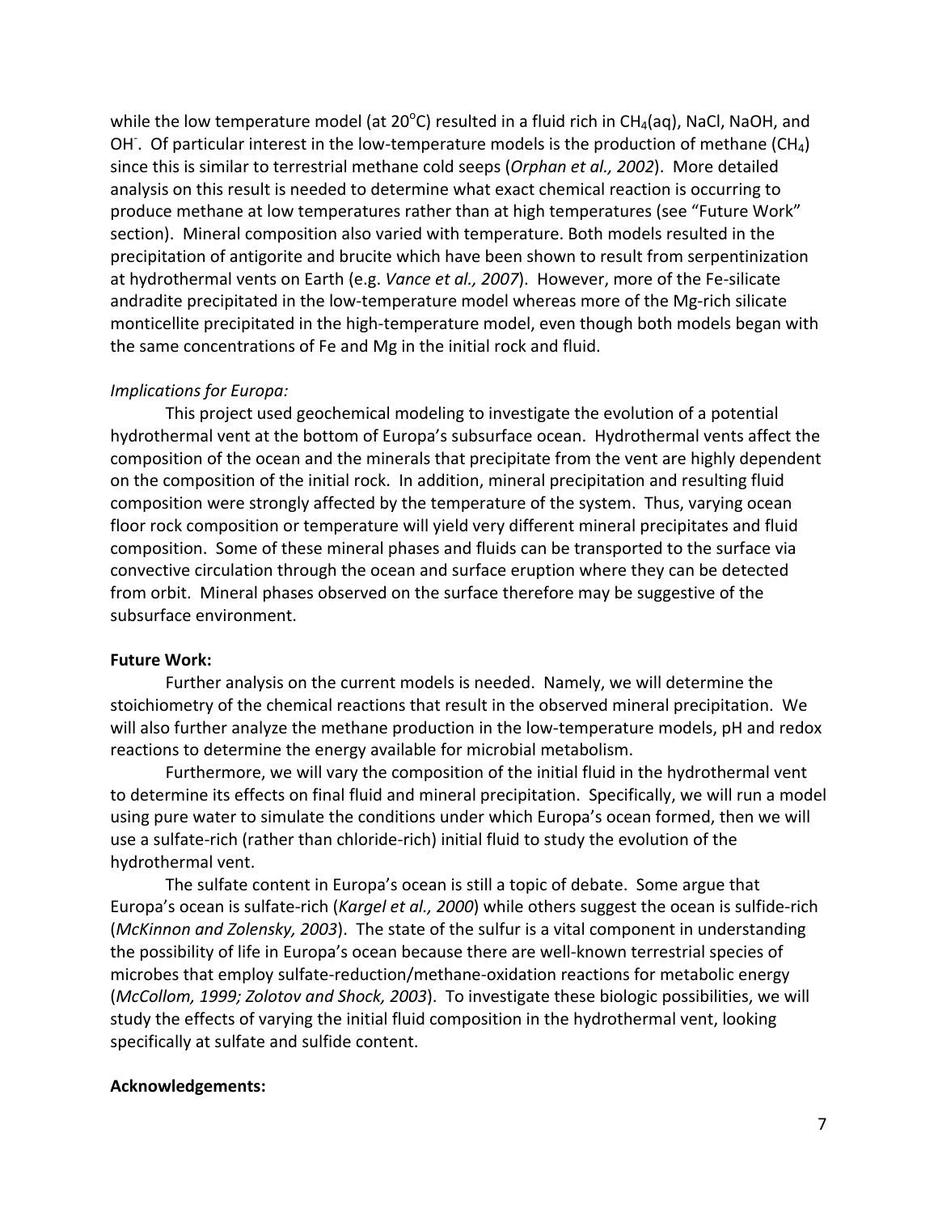while the low temperature model (at 20$^{o}$C) resulted in a fluid rich in $CH_4$(aq), NaCl, NaOH, and $OH^-$. Of particular interest in the low-temperature models is the production of methane ($CH_4$) since this is similar to terrestrial methane cold seeps (*Orphan et al., 2002*). More detailed analysis on this result is needed to determine what exact chemical reaction is occurring to produce methane at low temperatures rather than at high temperatures (see "Future Work" section). Mineral composition also varied with temperature. Both models resulted in the precipitation of antigorite and brucite which have been shown to result from serpentinization at hydrothermal vents on Earth (e.g. *Vance et al., 2007*). However, more of the Fe-silicate andradite precipitated in the low-temperature model whereas more of the Mg-rich silicate monticellite precipitated in the high-temperature model, even though both models began with the same concentrations of Fe and Mg in the initial rock and fluid.

*Implications for Europa:*

This project used geochemical modeling to investigate the evolution of a potential hydrothermal vent at the bottom of Europa's subsurface ocean. Hydrothermal vents affect the composition of the ocean and the minerals that precipitate from the vent are highly dependent on the composition of the initial rock. In addition, mineral precipitation and resulting fluid composition were strongly affected by the temperature of the system. Thus, varying ocean floor rock composition or temperature will yield very different mineral precipitates and fluid composition. Some of these mineral phases and fluids can be transported to the surface via convective circulation through the ocean and surface eruption where they can be detected from orbit. Mineral phases observed on the surface therefore may be suggestive of the subsurface environment.

**Future Work:**

Further analysis on the current models is needed. Namely, we will determine the stoichiometry of the chemical reactions that result in the observed mineral precipitation. We will also further analyze the methane production in the low-temperature models, pH and redox reactions to determine the energy available for microbial metabolism.

Furthermore, we will vary the composition of the initial fluid in the hydrothermal vent to determine its effects on final fluid and mineral precipitation. Specifically, we will run a model using pure water to simulate the conditions under which Europa's ocean formed, then we will use a sulfate-rich (rather than chloride-rich) initial fluid to study the evolution of the hydrothermal vent.

The sulfate content in Europa's ocean is still a topic of debate. Some argue that Europa's ocean is sulfate-rich (*Kargel et al., 2000*) while others suggest the ocean is sulfide-rich (*McKinnon and Zolensky, 2003*). The state of the sulfur is a vital component in understanding the possibility of life in Europa's ocean because there are well-known terrestrial species of microbes that employ sulfate-reduction/methane-oxidation reactions for metabolic energy (*McCollom, 1999; Zolotov and Shock, 2003*). To investigate these biologic possibilities, we will study the effects of varying the initial fluid composition in the hydrothermal vent, looking specifically at sulfate and sulfide content.

**Acknowledgements:**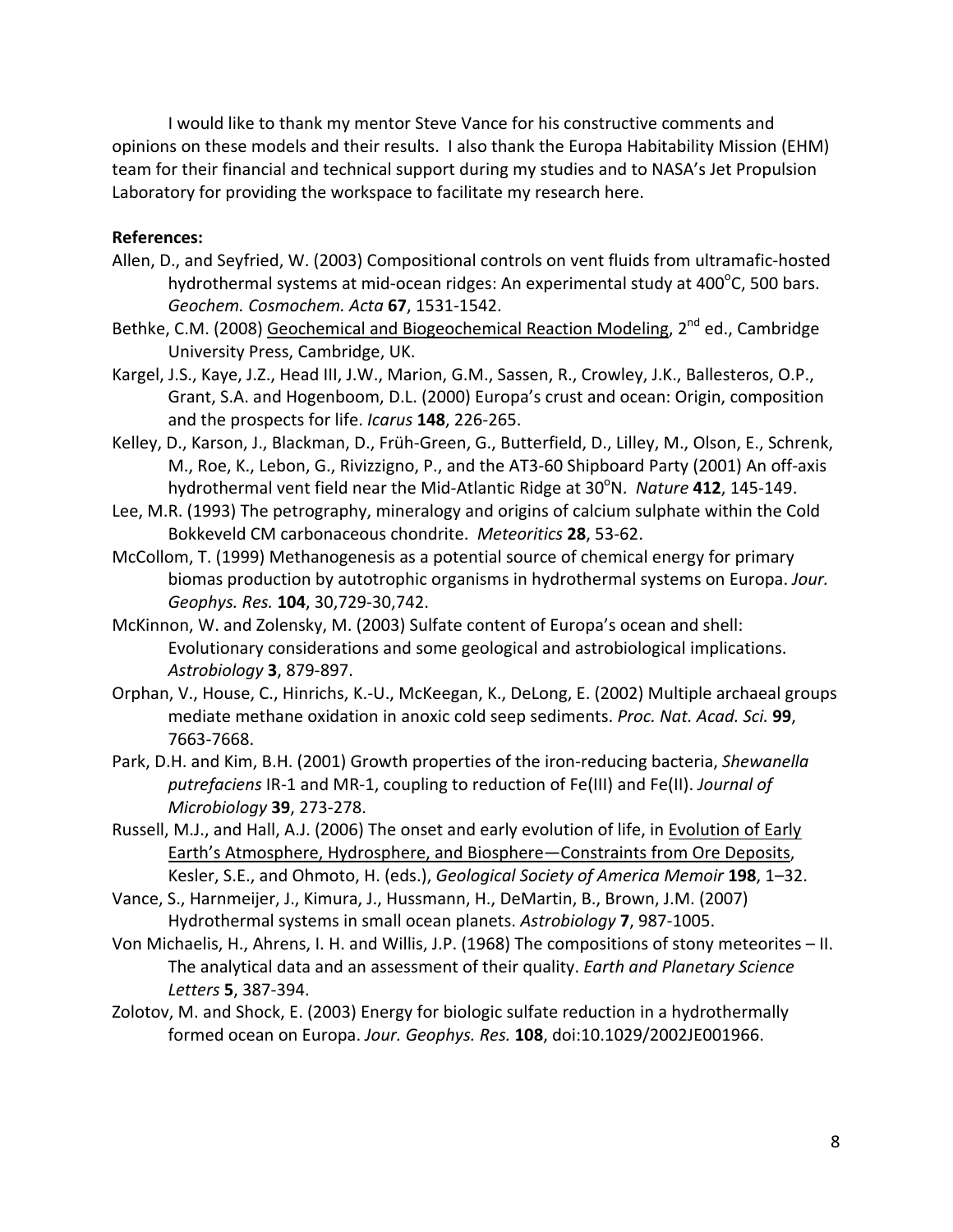I would like to thank my mentor Steve Vance for his constructive comments and opinions on these models and their results. I also thank the Europa Habitability Mission (EHM) team for their financial and technical support during my studies and to NASA's Jet Propulsion Laboratory for providing the workspace to facilitate my research here.

**References:**

Allen, D., and Seyfried, W. (2003) Compositional controls on vent fluids from ultramafic-hosted hydrothermal systems at mid-ocean ridges: An experimental study at $400^{o}$C, 500 bars. *Geochem. Cosmochem. Acta* **67**, 1531-1542.

Bethke, C.M. (2008) Geochemical and Biogeochemical Reaction Modeling, $2^{nd}$ ed., Cambridge University Press, Cambridge, UK.

Kargel, J.S., Kaye, J.Z., Head III, J.W., Marion, G.M., Sassen, R., Crowley, J.K., Ballesteros, O.P., Grant, S.A. and Hogenboom, D.L. (2000) Europa's crust and ocean: Origin, composition and the prospects for life. *Icarus* **148**, 226-265.

Kelley, D., Karson, J., Blackman, D., Früh-Green, G., Butterfield, D., Lilley, M., Olson, E., Schrenk, M., Roe, K., Lebon, G., Rivizzigno, P., and the AT3-60 Shipboard Party (2001) An off-axis hydrothermal vent field near the Mid-Atlantic Ridge at $30^{o}$N. *Nature* **412**, 145-149.

Lee, M.R. (1993) The petrography, mineralogy and origins of calcium sulphate within the Cold Bokkeveld CM carbonaceous chondrite. *Meteoritics* **28**, 53-62.

McCollom, T. (1999) Methanogenesis as a potential source of chemical energy for primary biomas production by autotrophic organisms in hydrothermal systems on Europa. *Jour. Geophys. Res.* **104**, 30,729-30,742.

McKinnon, W. and Zolensky, M. (2003) Sulfate content of Europa's ocean and shell: Evolutionary considerations and some geological and astrobiological implications. *Astrobiology* **3**, 879-897.

Orphan, V., House, C., Hinrichs, K.-U., McKeegan, K., DeLong, E. (2002) Multiple archaeal groups mediate methane oxidation in anoxic cold seep sediments. *Proc. Nat. Acad. Sci.* **99**, 7663-7668.

Park, D.H. and Kim, B.H. (2001) Growth properties of the iron-reducing bacteria, *Shewanella putrefaciens* IR-1 and MR-1, coupling to reduction of Fe(III) and Fe(II). *Journal of Microbiology* **39**, 273-278.

Russell, M.J., and Hall, A.J. (2006) The onset and early evolution of life, in Evolution of Early Earth's Atmosphere, Hydrosphere, and Biosphere—Constraints from Ore Deposits, Kesler, S.E., and Ohmoto, H. (eds.), *Geological Society of America Memoir* **198**, 1–32.

Vance, S., Harnmeijer, J., Kimura, J., Hussmann, H., DeMartin, B., Brown, J.M. (2007) Hydrothermal systems in small ocean planets. *Astrobiology* **7**, 987-1005.

Von Michaelis, H., Ahrens, I. H. and Willis, J.P. (1968) The compositions of stony meteorites – II. The analytical data and an assessment of their quality. *Earth and Planetary Science Letters* **5**, 387-394.

Zolotov, M. and Shock, E. (2003) Energy for biologic sulfate reduction in a hydrothermally formed ocean on Europa. *Jour. Geophys. Res.* **108**, doi:10.1029/2002JE001966.